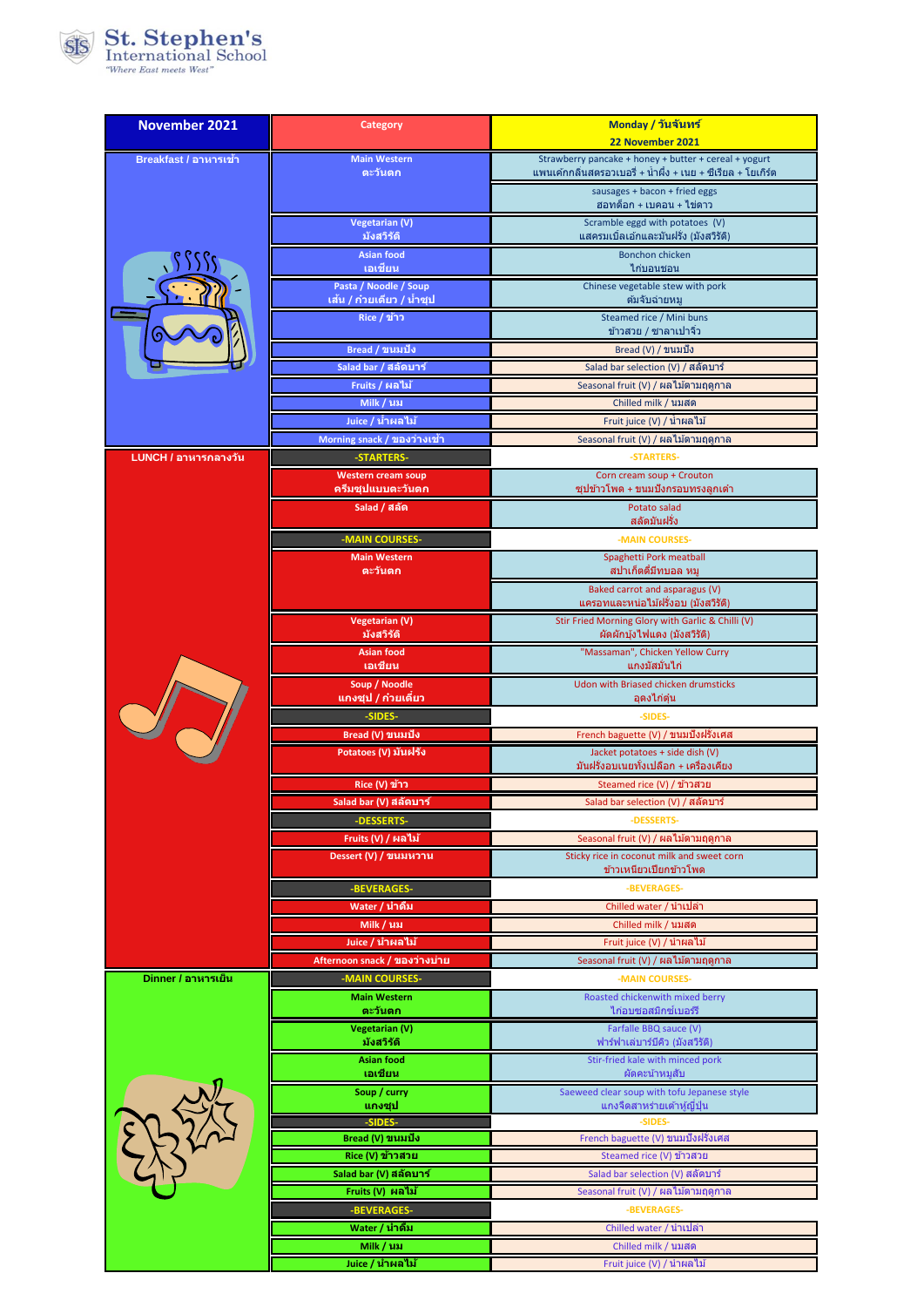St. Stephen's International School
*"Where East meets West"*

| November 2021 | Category | Monday / วันจันทร์ 22 November 2021 |
|---|---|---|
| Breakfast / อาหารเช้า | Main Western ตะวันตก | Strawberry pancake + honey + butter + cereal + yogurt แพนเค้กกลิ่นสตรอวเบอรี่ + น้ำผึ้ง + เนย + ซีเรียล + โยเกิร์ต |
| | | sausages + bacon + fried eggs ฮอทด็อก + เบคอน + ไข่ดาว |
| | Vegetarian (V) มังสวิรัติ | Scramble eggd with potatoes (V) แสครมเบิลเอ้กและมันฝรั่ง (มังสวิรัติ) |
| | Asian food เอเชียน | Bonchon chicken ไก่บอนชอน |
| | Pasta / Noodle / Soup เส้น / ก๋วยเตี๋ยว / น้ำซุป | Chinese vegetable stew with pork ต้มจับฉ่ายหมู |
| | Rice / ข้าว | Steamed rice / Mini buns ข้าวสวย / ซาลาเปาจิ๋ว |
| | Bread / ขนมปัง | Bread (V) / ขนมปัง |
| | Salad bar / สลัดบาร์ | Salad bar selection (V) / สลัดบาร์ |
| | Fruits / ผลไม้ | Seasonal fruit (V) / ผลไม้ตามฤดูกาล |
| | Milk / นม | Chilled milk / นมสด |
| | Juice / น้ำผลไม้ | Fruit juice (V) / น้ำผลไม้ |
| | Morning snack / ของว่างเช้า | Seasonal fruit (V) / ผลไม้ตามฤดูกาล |
| LUNCH / อาหารกลางวัน | -STARTERS- | -STARTERS- |
| | Western cream soup ครีมซุปแบบตะวันตก | Corn cream soup + Crouton ซุปข้าวโพด + ขนมปังกรอบทรงลูกเต๋า |
| | Salad / สลัด | Potato salad สลัดมันฝรั่ง |
| | -MAIN COURSES- | -MAIN COURSES- |
| | Main Western ตะวันตก | Spaghetti Pork meatball สปาเก็ตตี้มีทบอล หมู |
| | | Baked carrot and asparagus (V) แครอทและหน่อไม้ฝรั่งอบ (มังสวิรัติ) |
| | Vegetarian (V) มังสวิรัติ | Stir Fried Morning Glory with Garlic & Chilli (V) ผัดผักบุ้งไฟแดง (มังสวิรัติ) |
| | Asian food เอเชียน | "Massaman", Chicken Yellow Curry แกงมัสมั่นไก่ |
| | Soup / Noodle แกงซุป / ก๋วยเตี๋ยว | Udon with Briased chicken drumsticks อุดงไก่ตุ๋น |
| | -SIDES- | -SIDES- |
| | Bread (V) ขนมปัง | French baguette (V) / ขนมปังฝรั่งเศส |
| | Potatoes (V) มันฝรั่ง | Jacket potatoes + side dish (V) มันฝรั่งอบเนยทั้งเปลือก + เครื่องเคียง |
| | Rice (V) ข้าว | Steamed rice (V) / ข้าวสวย |
| | Salad bar (V) สลัดบาร์ | Salad bar selection (V) / สลัดบาร์ |
| | -DESSERTS- | -DESSERTS- |
| | Fruits (V) / ผลไม้ | Seasonal fruit (V) / ผลไม้ตามฤดูกาล |
| | Dessert (V) / ขนมหวาน | Sticky rice in coconut milk and sweet corn ข้าวเหนียวเปียกข้าวโพด |
| | -BEVERAGES- | -BEVERAGES- |
| | Water / น้ำดื่ม | Chilled water / น้ำเปล่า |
| | Milk / นม | Chilled milk / นมสด |
| | Juice / น้ำผลไม้ | Fruit juice (V) / น้ำผลไม้ |
| | Afternoon snack / ของว่างบ่าย | Seasonal fruit (V) / ผลไม้ตามฤดูกาล |
| Dinner / อาหารเย็น | -MAIN COURSES- | -MAIN COURSES- |
| | Main Western ตะวันตก | Roasted chickenwith mixed berry ไก่อบซอสมิกซ์เบอร์รี |
| | Vegetarian (V) มังสวิรัติ | Farfalle BBQ sauce (V) ฟาร์ฟาเล่บาร์บีคิว (มังสวิรัติ) |
| | Asian food เอเชียน | Stir-fried kale with minced pork ผัดคะน้าหมูสับ |
| | Soup / curry แกงซุป | Saeweed clear soup with tofu Jepanese style แกงจืดสาหร่ายเต้าหู้ญี่ปุ่น |
| | -SIDES- | -SIDES- |
| | Bread (V) ขนมปัง | French baguette (V) ขนมปังฝรั่งเศส |
| | Rice (V) ข้าวสวย | Steamed rice (V) ข้าวสวย |
| | Salad bar (V) สลัดบาร์ | Salad bar selection (V) สลัดบาร์ |
| | Fruits (V) ผลไม้ | Seasonal fruit (V) / ผลไม้ตามฤดูกาล |
| | -BEVERAGES- | -BEVERAGES- |
| | Water / น้ำดื่ม | Chilled water / น้ำเปล่า |
| | Milk / นม | Chilled milk / นมสด |
| | Juice / น้ำผลไม้ | Fruit juice (V) / น้ำผลไม้ |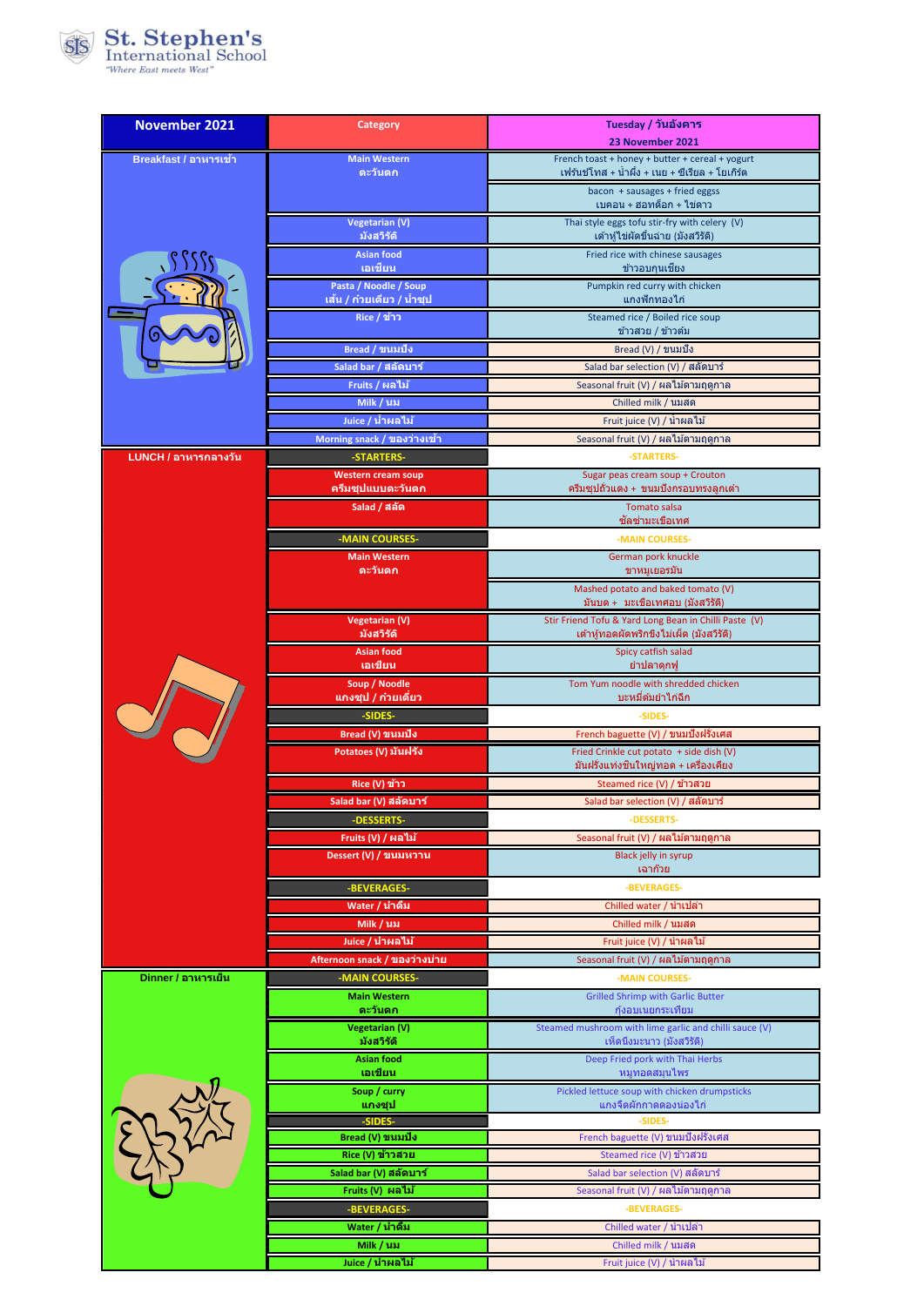St. Stephen's International School
"Where East meets West"

| November 2021 | Category | Tuesday / วันอังคาร 23 November 2021 |
| --- | --- | --- |
| Breakfast / อาหารเช้า | Main Western ตะวันตก | French toast + honey + butter + cereal + yogurt เฟร้นช์โทส + น้ำผึ้ง + เนย + ซีเรียล + โยเกิร์ต |
| | | bacon + sausages + fried eggss เบคอน + ฮอทด็อก + ไข่ดาว |
| | Vegetarian (V) มังสวิรัติ | Thai style eggs tofu stir-fry with celery (V) เต้าหู้ไข่ผัดขึ้นฉ่าย (มังสวิรัติ) |
| | Asian food เอเชี่ยน | Fried rice with chinese sausages ข้าวอบกุนเชียง |
| | Pasta / Noodle / Soup เส้น / ก๋วยเตี๋ยว / น้ำซุป | Pumpkin red curry with chicken แกงฟักทองไก่ |
| | Rice / ข้าว | Steamed rice / Boiled rice soup ข้าวสวย / ข้าวต้ม |
| | Bread / ขนมปัง | Bread (V) / ขนมปัง |
| | Salad bar / สลัดบาร์ | Salad bar selection (V) / สลัดบาร์ |
| | Fruits / ผลไม้ | Seasonal fruit (V) / ผลไม้ตามฤดูกาล |
| | Milk / นม | Chilled milk / นมสด |
| | Juice / น้ำผลไม้ | Fruit juice (V) / น้ำผลไม้ |
| | Morning snack / ของว่างเช้า | Seasonal fruit (V) / ผลไม้ตามฤดูกาล |
| LUNCH / อาหารกลางวัน | -STARTERS- | -STARTERS- |
| | Western cream soup ครีมซุปแบบตะวันตก | Sugar peas cream soup + Crouton ครีมซุปถั่วแดง + ขนมปังกรอบทรงลูกเต๋า |
| | Salad / สลัด | Tomato salsa ซัลซ่ามะเขือเทศ |
| | -MAIN COURSES- | -MAIN COURSES- |
| | Main Western ตะวันตก | German pork knuckle ขาหมูเยอรมัน |
| | | Mashed potato and baked tomato (V) มันบด + มะเขือเทศอบ (มังสวิรัติ) |
| | Vegetarian (V) มังสวิรัติ | Stir Friend Tofu & Yard Long Bean in Chilli Paste (V) เต้าหู้ทอดผัดพริกขิงไม่เผ็ด (มังสวิรัติ) |
| | Asian food เอเชี่ยน | Spicy catfish salad ยำปลาดุกฟู |
| | Soup / Noodle แกงซุป / ก๋วยเตี๋ยว | Tom Yum noodle with shredded chicken บะหมี่ต้มยำไก่ฉีก |
| | -SIDES- | -SIDES- |
| | Bread (V) ขนมปัง | French baguette (V) / ขนมปังฝรั่งเศส |
| | Potatoes (V) มันฝรั่ง | Fried Crinkle cut potato + side dish (V) มันฝรั่งแท่งซิกใหญ่ทอด + เครื่องเคียง |
| | Rice (V) ข้าว | Steamed rice (V) / ข้าวสวย |
| | Salad bar (V) สลัดบาร์ | Salad bar selection (V) / สลัดบาร์ |
| | -DESSERTS- | -DESSERTS- |
| | Fruits (V) / ผลไม้ | Seasonal fruit (V) / ผลไม้ตามฤดูกาล |
| | Dessert (V) / ขนมหวาน | Black jelly in syrup เฉาก๊วย |
| | -BEVERAGES- | -BEVERAGES- |
| | Water / น้ำดื่ม | Chilled water / น้ำเปล่า |
| | Milk / นม | Chilled milk / นมสด |
| | Juice / น้ำผลไม้ | Fruit juice (V) / น้ำผลไม้ |
| | Afternoon snack / ของว่างบ่าย | Seasonal fruit (V) / ผลไม้ตามฤดูกาล |
| Dinner / อาหารเย็น | -MAIN COURSES- | -MAIN COURSES- |
| | Main Western ตะวันตก | Grilled Shrimp with Garlic Butter กุ้งอบเนยกระเทียม |
| | Vegetarian (V) มังสวิรัติ | Steamed mushroom with lime garlic and chilli sauce (V) เห็ดนึ่งมะนาว (มังสวิรัติ) |
| | Asian food เอเชี่ยน | Deep Fried pork with Thai Herbs หมูทอดสมุนไพร |
| | Soup / curry แกงซุป | Pickled lettuce soup with chicken drumpsticks แกงจืดผักกาดดองน่องไก่ |
| | -SIDES- | -SIDES- |
| | Bread (V) ขนมปัง | French baguette (V) ขนมปังฝรั่งเศส |
| | Rice (V) ข้าวสวย | Steamed rice (V) ข้าวสวย |
| | Salad bar (V) สลัดบาร์ | Salad bar selection (V) สลัดบาร์ |
| | Fruits (V) ผลไม้ | Seasonal fruit (V) / ผลไม้ตามฤดูกาล |
| | -BEVERAGES- | -BEVERAGES- |
| | Water / น้ำดื่ม | Chilled water / น้ำเปล่า |
| | Milk / นม | Chilled milk / นมสด |
| | Juice / น้ำผลไม้ | Fruit juice (V) / น้ำผลไม้ |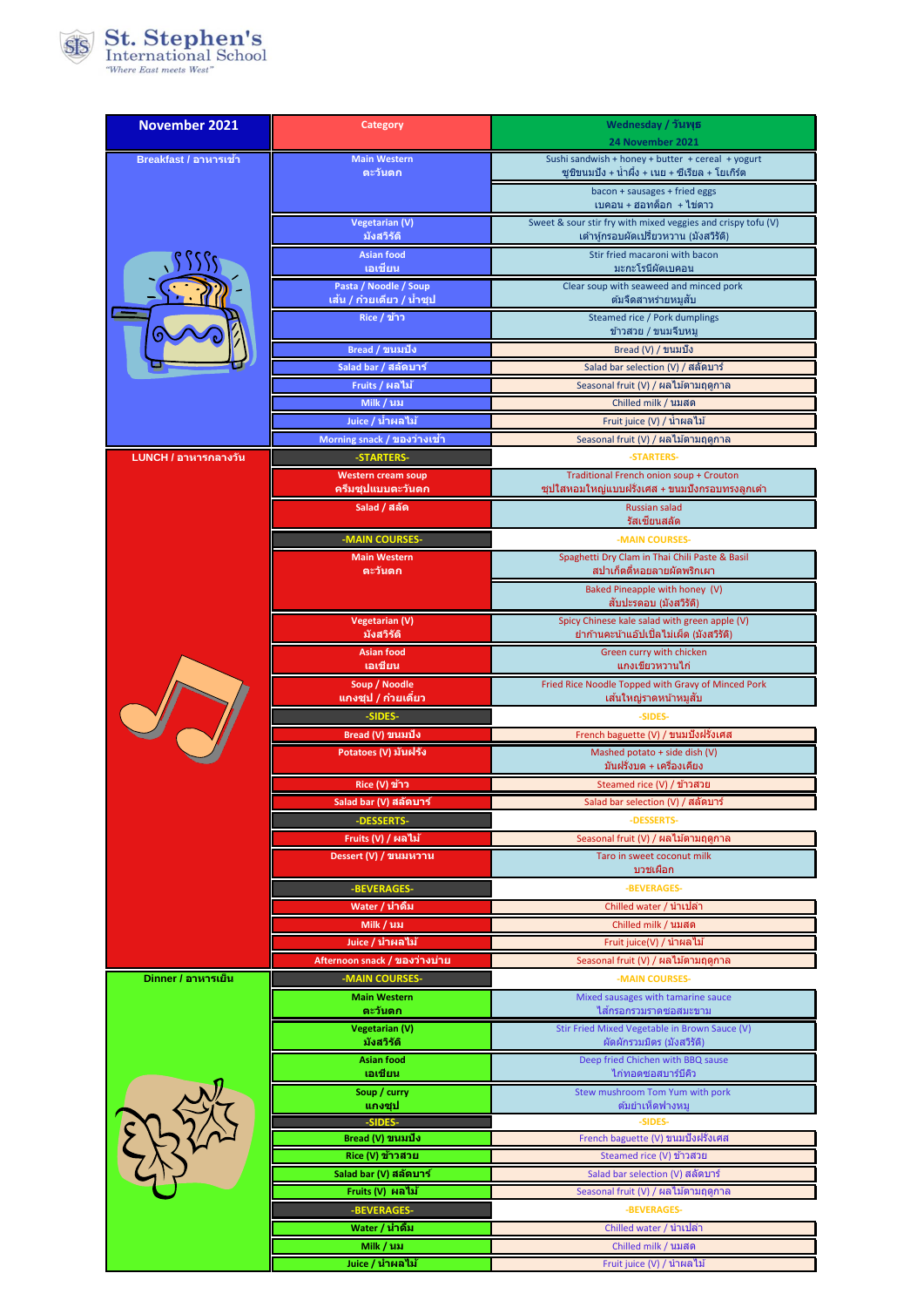St. Stephen's International School
*"Where East meets West"*

| November 2021 | Category | Wednesday / วันพุธ 24 November 2021 |
|---|---|---|
| Breakfast / อาหารเช้า | Main Western ตะวันตก | Sushi sandwish + honey + butter + cereal + yogurt ซูชิขนมปัง + น้ำผึ้ง + เนย + ซีเรียล + โยเกิร์ต |
| | | bacon + sausages + fried eggs เบคอน + ฮอทด็อก + ไข่ดาว |
| | Vegetarian (V) มังสวิรัติ | Sweet & sour stir fry with mixed veggies and crispy tofu (V) เต้าหู้กรอบผัดเปรี้ยวหวาน (มังสวิรัติ) |
| | Asian food เอเชียน | Stir fried macaroni with bacon มะกะโรนีผัดเบคอน |
| | Pasta / Noodle / Soup เส้น / ก๋วยเตี๋ยว / น้ำซุป | Clear soup with seaweed and minced pork ต้มจืดสาหร่ายหมูสับ |
| | Rice / ข้าว | Steamed rice / Pork dumplings ข้าวสวย / ขนมจีบหมู |
| | Bread / ขนมปัง | Bread (V) / ขนมปัง |
| | Salad bar / สลัดบาร์ | Salad bar selection (V) / สลัดบาร์ |
| | Fruits / ผลไม้ | Seasonal fruit (V) / ผลไม้ตามฤดูกาล |
| | Milk / นม | Chilled milk / นมสด |
| | Juice / น้ำผลไม้ | Fruit juice (V) / น้ำผลไม้ |
| | Morning snack / ของว่างเช้า | Seasonal fruit (V) / ผลไม้ตามฤดูกาล |
| LUNCH / อาหารกลางวัน | -STARTERS- | -STARTERS- |
| | Western cream soup ครีมซุปแบบตะวันตก | Traditional French onion soup + Crouton ซุปใสหอมใหญ่แบบฝรั่งเศส + ขนมปังกรอบทรงลูกเต๋า |
| | Salad / สลัด | Russian salad รัสเซียนสลัด |
| | -MAIN COURSES- | -MAIN COURSES- |
| | Main Western ตะวันตก | Spaghetti Dry Clam in Thai Chili Paste & Basil สปาเก็ตตี้หอยลายผัดพริกเผา |
| | | Baked Pineapple with honey (V) สับปะรดอบ (มังสวิรัติ) |
| | Vegetarian (V) มังสวิรัติ | Spicy Chinese kale salad with green apple (V) ยำก้านคะน้าแอ้ปเปิ้ลไม่เผ็ด (มังสวิรัติ) |
| | Asian food เอเชียน | Green curry with chicken แกงเขียวหวานไก่ |
| | Soup / Noodle แกงซุป / ก๋วยเตี๋ยว | Fried Rice Noodle Topped with Gravy of Minced Pork เส้นใหญ่ราดหน้าหมูสับ |
| | -SIDES- | -SIDES- |
| | Bread (V) ขนมปัง | French baguette (V) / ขนมปังฝรั่งเศส |
| | Potatoes (V) มันฝรั่ง | Mashed potato + side dish (V) มันฝรั่งบด + เครื่องเคียง |
| | Rice (V) ข้าว | Steamed rice (V) / ข้าวสวย |
| | Salad bar (V) สลัดบาร์ | Salad bar selection (V) / สลัดบาร์ |
| | -DESSERTS- | -DESSERTS- |
| | Fruits (V) / ผลไม้ | Seasonal fruit (V) / ผลไม้ตามฤดูกาล |
| | Dessert (V) / ขนมหวาน | Taro in sweet coconut milk บวชเผือก |
| | -BEVERAGES- | -BEVERAGES- |
| | Water / น้ำดื่ม | Chilled water / น้ำเปล่า |
| | Milk / นม | Chilled milk / นมสด |
| | Juice / น้ำผลไม้ | Fruit juice(V) / น้ำผลไม้ |
| | Afternoon snack / ของว่างบ่าย | Seasonal fruit (V) / ผลไม้ตามฤดูกาล |
| Dinner / อาหารเย็น | -MAIN COURSES- | -MAIN COURSES- |
| | Main Western ตะวันตก | Mixed sausages with tamarine sauce ไส้กรอกรวมราดซอสมะขาม |
| | Vegetarian (V) มังสวิรัติ | Stir Fried Mixed Vegetable in Brown Sauce (V) ผัดผักรวมมิตร (มังสวิรัติ) |
| | Asian food เอเชียน | Deep fried Chichen with BBQ sause ไก่ทอดซอสบาร์บีคิว |
| | Soup / curry แกงซุป | Stew mushroom Tom Yum with pork ต้มยำเห็ดฟางหมู |
| | -SIDES- | -SIDES- |
| | Bread (V) ขนมปัง | French baguette (V) ขนมปังฝรั่งเศส |
| | Rice (V) ข้าวสวย | Steamed rice (V) ข้าวสวย |
| | Salad bar (V) สลัดบาร์ | Salad bar selection (V) สลัดบาร์ |
| | Fruits (V) ผลไม้ | Seasonal fruit (V) / ผลไม้ตามฤดูกาล |
| | -BEVERAGES- | -BEVERAGES- |
| | Water / น้ำดื่ม | Chilled water / น้ำเปล่า |
| | Milk / นม | Chilled milk / นมสด |
| | Juice / น้ำผลไม้ | Fruit juice (V) / น้ำผลไม้ |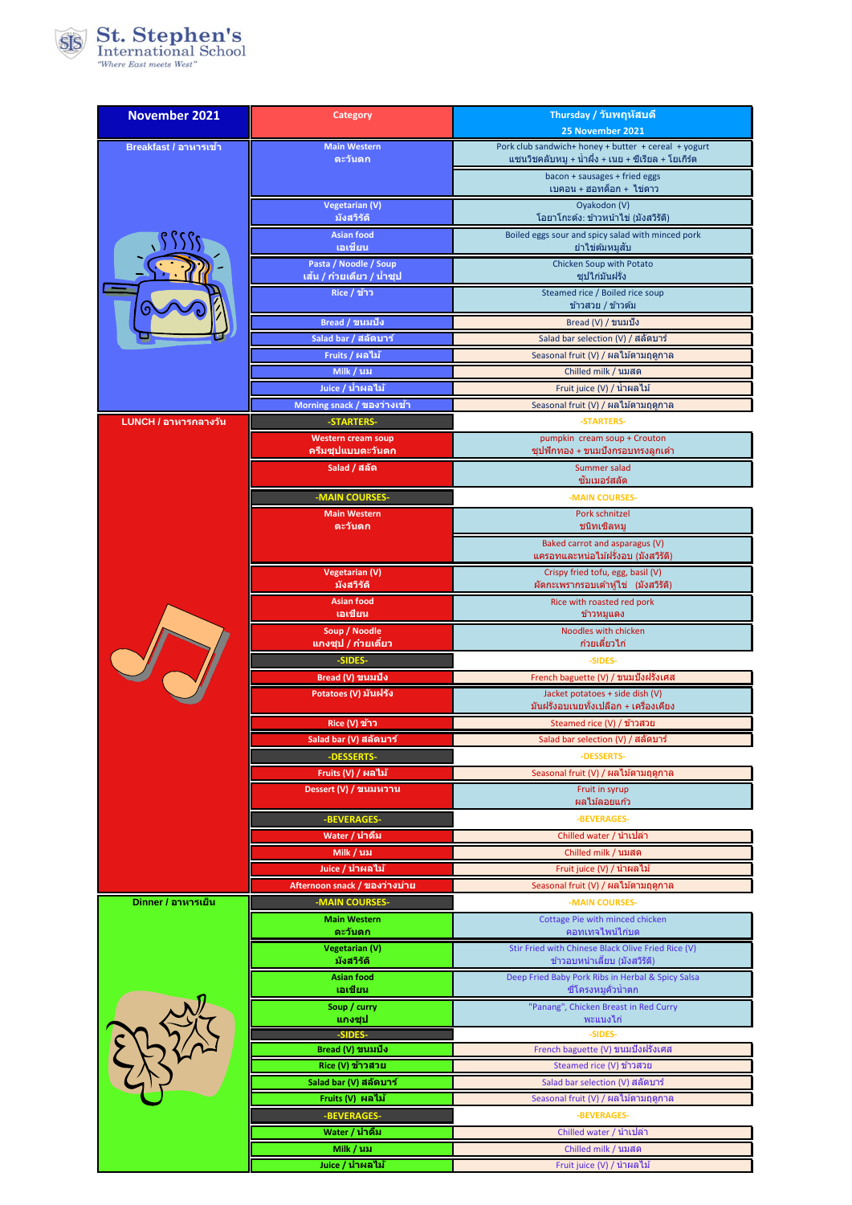**St. Stephen's International School**
*"Where East meets West"*

| November 2021 | Category | Thursday / วันพฤหัสบดี 25 November 2021 |
|---|---|---|
| Breakfast / อาหารเช้า | Main Western ตะวันตก | Pork club sandwich+ honey + butter + cereal + yogurt แซนวิชคลับหมู + น้ำผึ้ง + เนย + ซีเรียล + โยเกิร์ต |
| | | bacon + sausages + fried eggs เบคอน + ฮอทด็อก + ไข่ดาว |
| | Vegetarian (V) มังสวิรัติ | Oyakodon (V) โอยาโกะดง: ข้าวหน้าไข่ (มังสวิรัติ) |
| | Asian food เอเชียน | Boiled eggs sour and spicy salad with minced pork ยำไข่ต้มหมูสับ |
| | Pasta / Noodle / Soup เส้น / ก๋วยเตี๋ยว / น้ำซุป | Chicken Soup with Potato ซุปไก่มันฝรั่ง |
| | Rice / ข้าว | Steamed rice / Boiled rice soup ข้าวสวย / ข้าวต้ม |
| | Bread / ขนมปัง | Bread (V) / ขนมปัง |
| | Salad bar / สลัดบาร์ | Salad bar selection (V) / สลัดบาร์ |
| | Fruits / ผลไม้ | Seasonal fruit (V) / ผลไม้ตามฤดูกาล |
| | Milk / นม | Chilled milk / นมสด |
| | Juice / น้ำผลไม้ | Fruit juice (V) / น้ำผลไม้ |
| | Morning snack / ของว่างเช้า | Seasonal fruit (V) / ผลไม้ตามฤดูกาล |
| LUNCH / อาหารกลางวัน | -STARTERS- | -STARTERS- |
| | Western cream soup ครีมซุปแบบตะวันตก | pumpkin cream soup + Crouton ซุปฟักทอง + ขนมปังกรอบทรงลูกเต๋า |
| | Salad / สลัด | Summer salad ซัมเมอร์สลัด |
| | -MAIN COURSES- | -MAIN COURSES- |
| | Main Western ตะวันตก | Pork schnitzel ชนิทเชิลหมู |
| | | Baked carrot and asparagus (V) แครอทและหน่อไม้ฝรั่งอบ (มังสวิรัติ) |
| | Vegetarian (V) มังสวิรัติ | Crispy fried tofu, egg, basil (V) ผัดกะเพรากรอบเต้าหู้ไข่ (มังสวิรัติ) |
| | Asian food เอเชียน | Rice with roasted red pork ข้าวหมูแดง |
| | Soup / Noodle แกงซุป / ก๋วยเตี๋ยว | Noodles with chicken ก๋วยเตี๋ยวไก่ |
| | -SIDES- | -SIDES- |
| | Bread (V) ขนมปัง | French baguette (V) / ขนมปังฝรั่งเศส |
| | Potatoes (V) มันฝรั่ง | Jacket potatoes + side dish (V) มันฝรั่งอบเนยทั้งเปลือก + เครื่องเคียง |
| | Rice (V) ข้าว | Steamed rice (V) / ข้าวสวย |
| | Salad bar (V) สลัดบาร์ | Salad bar selection (V) / สลัดบาร์ |
| | -DESSERTS- | -DESSERTS- |
| | Fruits (V) / ผลไม้ | Seasonal fruit (V) / ผลไม้ตามฤดูกาล |
| | Dessert (V) / ขนมหวาน | Fruit in syrup ผลไม้ลอยแก้ว |
| | -BEVERAGES- | -BEVERAGES- |
| | Water / น้ำดื่ม | Chilled water / น้ำเปล่า |
| | Milk / นม | Chilled milk / นมสด |
| | Juice / น้ำผลไม้ | Fruit juice (V) / น้ำผลไม้ |
| | Afternoon snack / ของว่างบ่าย | Seasonal fruit (V) / ผลไม้ตามฤดูกาล |
| Dinner / อาหารเย็น | -MAIN COURSES- | -MAIN COURSES- |
| | Main Western ตะวันตก | Cottage Pie with minced chicken คอทเทจไพน์ไก่บด |
| | Vegetarian (V) มังสวิรัติ | Stir Fried with Chinese Black Olive Fried Rice (V) ข้าวอบหน่ำเลี๊ยบ (มังสวิรัติ) |
| | Asian food เอเชียน | Deep Fried Baby Pork Ribs in Herbal & Spicy Salsa ซี่โครงหมูคั่วน้ำตก |
| | Soup / curry แกงซุป | "Panang", Chicken Breast in Red Curry พะแนงไก่ |
| | -SIDES- | -SIDES- |
| | Bread (V) ขนมปัง | French baguette (V) ขนมปังฝรั่งเศส |
| | Rice (V) ข้าวสวย | Steamed rice (V) ข้าวสวย |
| | Salad bar (V) สลัดบาร์ | Salad bar selection (V) สลัดบาร์ |
| | Fruits (V) ผลไม้ | Seasonal fruit (V) / ผลไม้ตามฤดูกาล |
| | -BEVERAGES- | -BEVERAGES- |
| | Water / น้ำดื่ม | Chilled water / น้ำเปล่า |
| | Milk / นม | Chilled milk / นมสด |
| | Juice / น้ำผลไม้ | Fruit juice (V) / น้ำผลไม้ |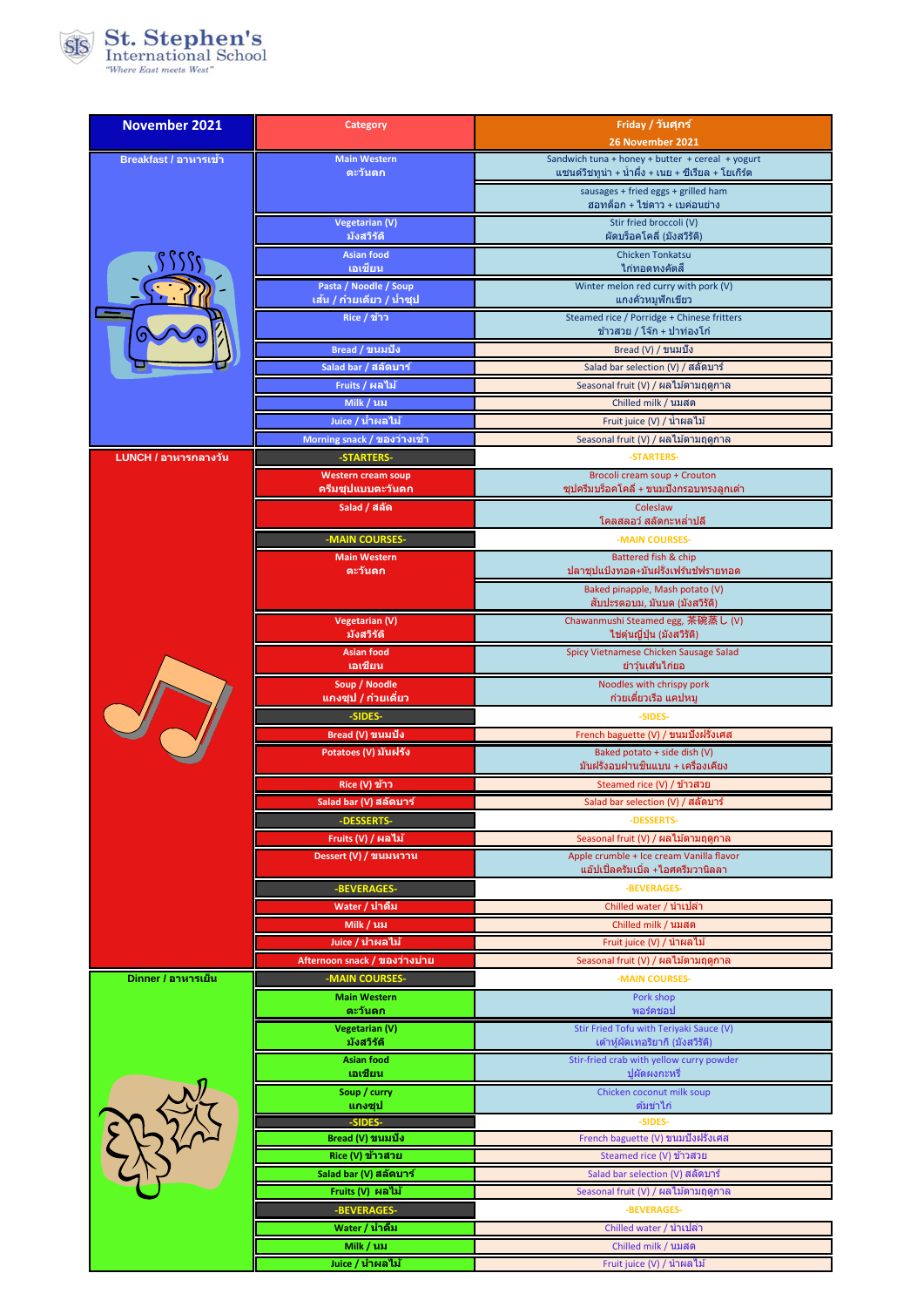**St. Stephen's International School**
*"Where East meets West"*

| November 2021 | Category | Friday / วันศุกร์ 26 November 2021 |
|---|---|---|
| Breakfast / อาหารเช้า | Main Western ตะวันตก | Sandwich tuna + honey + butter + cereal + yogurt แซนด์วิชทูน่า + น้ำผึ้ง + เนย + ซีเรียล + โยเกิร์ต |
| | | sausages + fried eggs + grilled ham ฮอทด็อก + ไข่ดาว + เบคอนย่าง |
| | Vegetarian (V) มังสวิรัติ | Stir fried broccoli (V) ผัดบร็อคโคลี่ (มังสวิรัติ) |
| | Asian food เอเชียน | Chicken Tonkatsu ไก่ทอดทงคัตสึ |
| | Pasta / Noodle / Soup เส้น / ก๋วยเตี๋ยว / น้ำซุป | Winter melon red curry with pork (V) แกงคั่วหมูฟักเขียว |
| | Rice / ข้าว | Steamed rice / Porridge + Chinese fritters ข้าวสวย / โจ๊ก + ปาท่องโก๋ |
| | Bread / ขนมปัง | Bread (V) / ขนมปัง |
| | Salad bar / สลัดบาร์ | Salad bar selection (V) / สลัดบาร์ |
| | Fruits / ผลไม้ | Seasonal fruit (V) / ผลไม้ตามฤดูกาล |
| | Milk / นม | Chilled milk / นมสด |
| | Juice / น้ำผลไม้ | Fruit juice (V) / น้ำผลไม้ |
| | Morning snack / ของว่างเช้า | Seasonal fruit (V) / ผลไม้ตามฤดูกาล |
| LUNCH / อาหารกลางวัน | -STARTERS- | -STARTERS- |
| | Western cream soup ครีมซุปแบบตะวันตก | Brocoli cream soup + Crouton ซุปครีมบร็อคโคลี่ + ขนมปังกรอบทรงลูกเต๋า |
| | Salad / สลัด | Coleslaw โคลสลอว์ สลัดกะหล่ำปลี |
| | -MAIN COURSES- | -MAIN COURSES- |
| | Main Western ตะวันตก | Battered fish & chip ปลาชุบแป้งทอด+มันฝรั่งเฟรนช์ฟรายทอด |
| | | Baked pinapple, Mash potato (V) สับปะรดอบ, มันบด (มังสวิรัติ) |
| | Vegetarian (V) มังสวิรัติ | Chawanmushi Steamed egg, 茶碗蒸し (V) ไข่ตุ๋นญี่ปุ่น (มังสวิรัติ) |
| | Asian food เอเชียน | Spicy Vietnamese Chicken Sausage Salad ยำวุ้นเส้นไก่ยอ |
| | Soup / Noodle แกงซุป / ก๋วยเตี๋ยว | Noodles with chrispy pork ก๋วยเตี๋ยวเรือ แคปหมู |
| | -SIDES- | -SIDES- |
| | Bread (V) ขนมปัง | French baguette (V) / ขนมปังฝรั่งเศส |
| | Potatoes (V) มันฝรั่ง | Baked potato + side dish (V) มันฝรั่งอบฝานชิ้นแบน + เครื่องเคียง |
| | Rice (V) ข้าว | Steamed rice (V) / ข้าวสวย |
| | Salad bar (V) สลัดบาร์ | Salad bar selection (V) / สลัดบาร์ |
| | -DESSERTS- | -DESSERTS- |
| | Fruits (V) / ผลไม้ | Seasonal fruit (V) / ผลไม้ตามฤดูกาล |
| | Dessert (V) / ขนมหวาน | Apple crumble + Ice cream Vanilla flavor แอ้ปเปิ้ลครัมเบิ้ล +ไอศครีมวานิลลา |
| | -BEVERAGES- | -BEVERAGES- |
| | Water / น้ำดื่ม | Chilled water / น้ำเปล่า |
| | Milk / นม | Chilled milk / นมสด |
| | Juice / น้ำผลไม้ | Fruit juice (V) / น้ำผลไม้ |
| | Afternoon snack / ของว่างบ่าย | Seasonal fruit (V) / ผลไม้ตามฤดูกาล |
| Dinner / อาหารเย็น | -MAIN COURSES- | -MAIN COURSES- |
| | Main Western ตะวันตก | Pork shop พอร์คชอป |
| | Vegetarian (V) มังสวิรัติ | Stir Fried Tofu with Teriyaki Sauce (V) เต้าหู้ผัดเทอริยากิ (มังสวิรัติ) |
| | Asian food เอเชียน | Stir-fried crab with yellow curry powder ปูผัดผงกะหรี่ |
| | Soup / curry แกงซุป | Chicken coconut milk soup ต้มข่าไก่ |
| | -SIDES- | -SIDES- |
| | Bread (V) ขนมปัง | French baguette (V) ขนมปังฝรั่งเศส |
| | Rice (V) ข้าวสวย | Steamed rice (V) ข้าวสวย |
| | Salad bar (V) สลัดบาร์ | Salad bar selection (V) สลัดบาร์ |
| | Fruits (V) ผลไม้ | Seasonal fruit (V) / ผลไม้ตามฤดูกาล |
| | -BEVERAGES- | -BEVERAGES- |
| | Water / น้ำดื่ม | Chilled water / น้ำเปล่า |
| | Milk / นม | Chilled milk / นมสด |
| | Juice / น้ำผลไม้ | Fruit juice (V) / น้ำผลไม้ |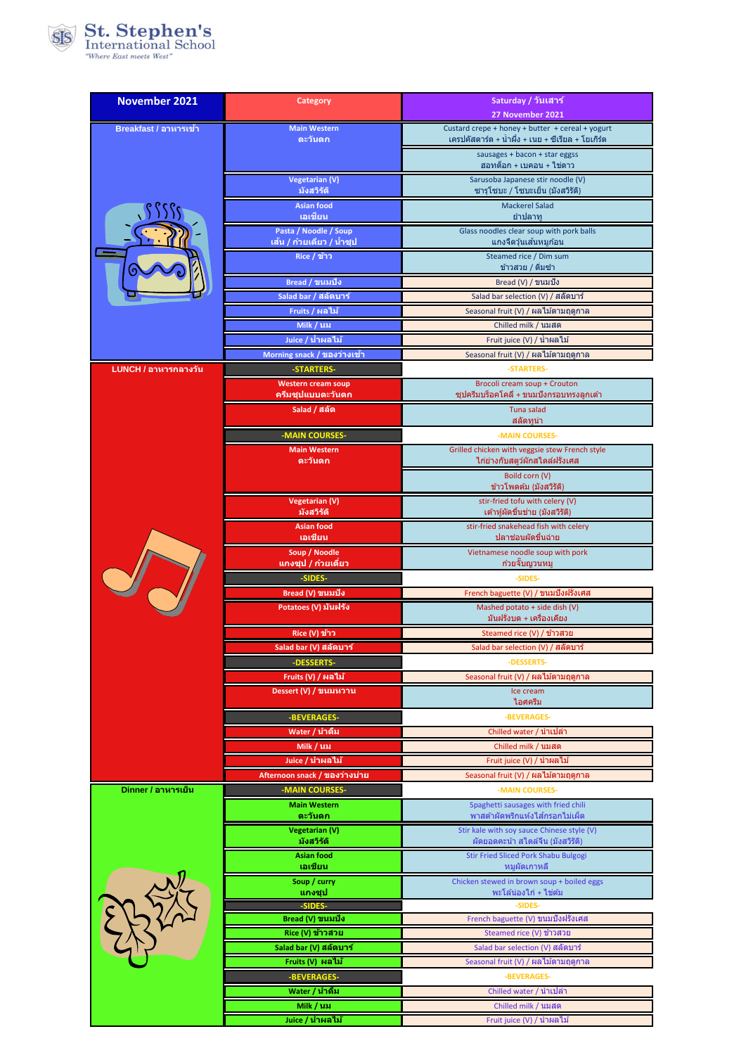**St. Stephen's International School**
*"Where East meets West"*

| November 2021 | Category | Saturday / วันเสาร์ 27 November 2021 |
|---|---|---|
| Breakfast / อาหารเช้า | Main Western ตะวันตก | Custard crepe + honey + butter + cereal + yogurt เครปคัสตาร์ด + น้ำผึ้ง + เนย + ซีเรียล + โยเกิร์ต |
| | | sausages + bacon + star eggss ฮอทด็อก + เบคอน + ไข่ดาว |
| | Vegetarian (V) มังสวิรัติ | Sarusoba Japanese stir noodle (V) ซารุโซบะ / โซบะเย็น (มังสวิรัติ) |
| | Asian food เอเชี่ยน | Mackerel Salad ยำปลาทู |
| | Pasta / Noodle / Soup เส้น / ก๋วยเตี๋ยว / น้ำซุป | Glass noodles clear soup with pork balls แกงจืดวุ้นเส้นหมูก้อน |
| | Rice / ข้าว | Steamed rice / Dim sum ข้าวสวย / ติ่มซำ |
| | Bread / ขนมปัง | Bread (V) / ขนมปัง |
| | Salad bar / สลัดบาร์ | Salad bar selection (V) / สลัดบาร์ |
| | Fruits / ผลไม้ | Seasonal fruit (V) / ผลไม้ตามฤดูกาล |
| | Milk / นม | Chilled milk / นมสด |
| | Juice / น้ำผลไม้ | Fruit juice (V) / น้ำผลไม้ |
| | Morning snack / ของว่างเช้า | Seasonal fruit (V) / ผลไม้ตามฤดูกาล |
| LUNCH / อาหารกลางวัน | -STARTERS- | -STARTERS- |
| | Western cream soup ครีมซุปแบบตะวันตก | Brocoli cream soup + Crouton ซุปครีมบร็อคโคลี่ + ขนมปังกรอบทรงลูกเต๋า |
| | Salad / สลัด | Tuna salad สลัดทูน่า |
| | -MAIN COURSES- | -MAIN COURSES- |
| | Main Western ตะวันตก | Grilled chicken with veggsie stew French style ไก่ย่างกับสตูว์ผักสไตล์ฝรั่งเศส |
| | | Boild corn (V) ข้าวโพดต้ม (มังสวิรัติ) |
| | Vegetarian (V) มังสวิรัติ | stir-fried tofu with celery (V) เต้าหู้ผัดขึ้นฉ่าย (มังสวิรัติ) |
| | Asian food เอเชี่ยน | stir-fried snakehead fish with celery ปลาช่อนผัดขึ้นฉ่าย |
| | Soup / Noodle แกงจืด / ก๋วยเตี๋ยว | Vietnamese noodle soup with pork ก๋วยจั๊บญวนหมู |
| | -SIDES- | -SIDES- |
| | Bread (V) ขนมปัง | French baguette (V) / ขนมปังฝรั่งเศส |
| | Potatoes (V) มันฝรั่ง | Mashed potato + side dish (V) มันฝรั่งบด + เครื่องเคียง |
| | Rice (V) ข้าว | Steamed rice (V) / ข้าวสวย |
| | Salad bar (V) สลัดบาร์ | Salad bar selection (V) / สลัดบาร์ |
| | -DESSERTS- | -DESSERTS- |
| | Fruits (V) / ผลไม้ | Seasonal fruit (V) / ผลไม้ตามฤดูกาล |
| | Dessert (V) / ขนมหวาน | Ice cream ไอศครีม |
| | -BEVERAGES- | -BEVERAGES- |
| | Water / น้ำดื่ม | Chilled water / น้ำเปล่า |
| | Milk / นม | Chilled milk / นมสด |
| | Juice / น้ำผลไม้ | Fruit juice (V) / น้ำผลไม้ |
| | Afternoon snack / ของว่างบ่าย | Seasonal fruit (V) / ผลไม้ตามฤดูกาล |
| Dinner / อาหารเย็น | -MAIN COURSES- | -MAIN COURSES- |
| | Main Western ตะวันตก | Spaghetti sausages with fried chili พาสต้าผัดพริกแห้งไส้กรอกไม่เผ็ด |
| | Vegetarian (V) มังสวิรัติ | Stir kale with soy sauce Chinese style (V) ผัดยอดคะน้า สไตล์จีน (มังสวิรัติ) |
| | Asian food เอเชี่ยน | Stir Fried Sliced Pork Shabu Bulgogi หมูผัดเกาหลี |
| | Soup / curry แกงจืด | Chicken stewed in brown soup + boiled eggs พะโล้น่องไก่ + ไข่ต้ม |
| | -SIDES- | -SIDES- |
| | Bread (V) ขนมปัง | French baguette (V) ขนมปังฝรั่งเศส |
| | Rice (V) ข้าวสวย | Steamed rice (V) ข้าวสวย |
| | Salad bar (V) สลัดบาร์ | Salad bar selection (V) สลัดบาร์ |
| | Fruits (V) ผลไม้ | Seasonal fruit (V) / ผลไม้ตามฤดูกาล |
| | -BEVERAGES- | -BEVERAGES- |
| | Water / น้ำดื่ม | Chilled water / น้ำเปล่า |
| | Milk / นม | Chilled milk / นมสด |
| | Juice / น้ำผลไม้ | Fruit juice (V) / น้ำผลไม้ |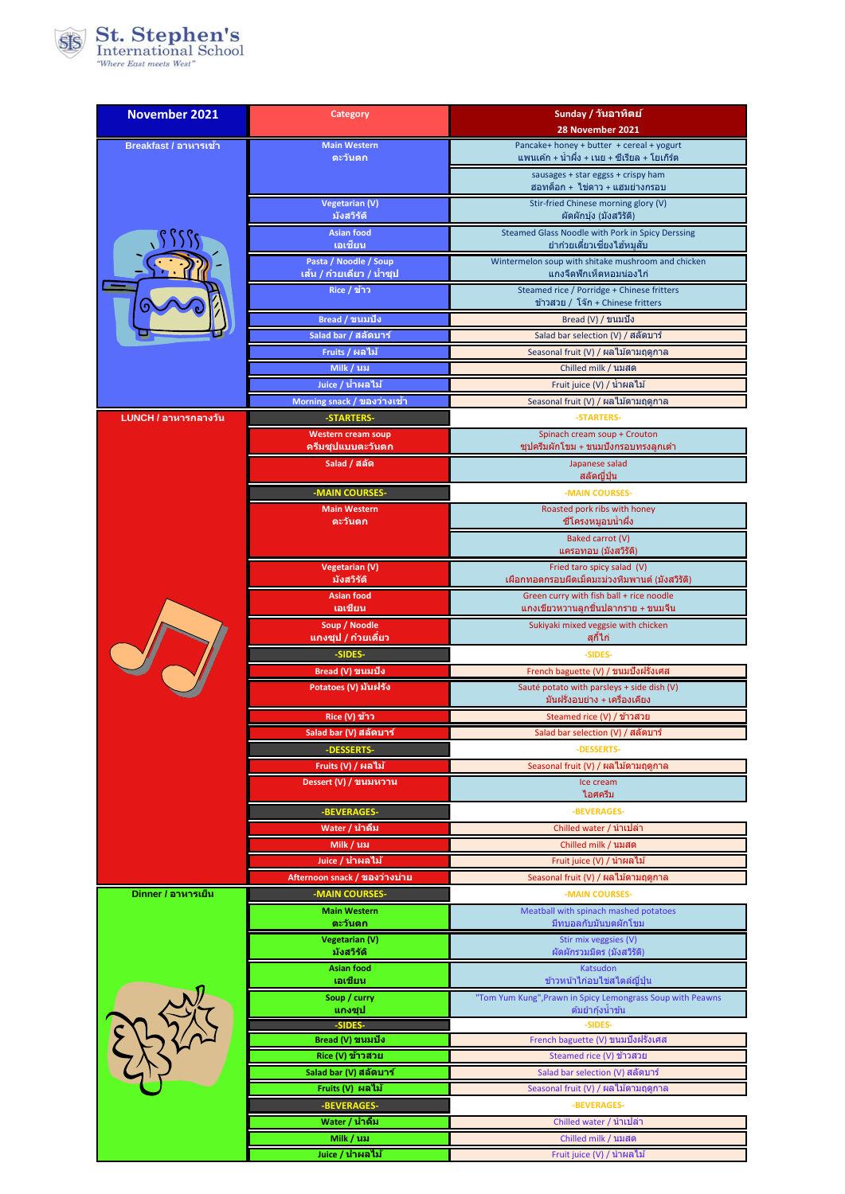**St. Stephen's International School**
*"Where East meets West"*

| November 2021 | Category | Sunday / วันอาทิตย์ 28 November 2021 |
|---|---|---|
| Breakfast / อาหารเช้า | Main Western ตะวันตก | Pancake+ honey + butter + cereal + yogurt แพนเค้ก + น้ำผึ้ง + เนย + ซีเรียล + โยเกิร์ต |
| | | sausages + star eggss + crispy ham ฮอทด็อก + ไข่ดาว + แฮมย่างกรอบ |
| | Vegetarian (V) มังสวิรัติ | Stir-fried Chinese morning glory (V) ผัดผักบุ้ง (มังสวิรัติ) |
| | Asian food เอเชียน | Steamed Glass Noodle with Pork in Spicy Derssing ยำก๋วยเตี๋ยวเซี่ยงไฮ้หมูสับ |
| | Pasta / Noodle / Soup เส้น / ก๋วยเตี๋ยว / น้ำซุป | Wintermelon soup with shitake mushroom and chicken แกงจืดฟักเห็ดหอมน่องไก่ |
| | Rice / ข้าว | Steamed rice / Porridge + Chinese fritters ข้าวสวย / โจ๊ก + Chinese fritters |
| | Bread / ขนมปัง | Bread (V) / ขนมปัง |
| | Salad bar / สลัดบาร์ | Salad bar selection (V) / สลัดบาร์ |
| | Fruits / ผลไม้ | Seasonal fruit (V) / ผลไม้ตามฤดูกาล |
| | Milk / นม | Chilled milk / นมสด |
| | Juice / น้ำผลไม้ | Fruit juice (V) / น้ำผลไม้ |
| | Morning snack / ของว่างเช้า | Seasonal fruit (V) / ผลไม้ตามฤดูกาล |
| LUNCH / อาหารกลางวัน | -STARTERS- | -STARTERS- |
| | Western cream soup ครีมซุปแบบตะวันตก | Spinach cream soup + Crouton ซุปครีมผักโขม + ขนมปังกรอบทรงลูกเต๋า |
| | Salad / สลัด | Japanese salad สลัดญี่ปุ่น |
| | -MAIN COURSES- | -MAIN COURSES- |
| | Main Western ตะวันตก | Roasted pork ribs with honey ซี่โครงหมูอบน้ำผึ้ง |
| | | Baked carrot (V) แครอทอบ (มังสวิรัติ) |
| | Vegetarian (V) มังสวิรัติ | Fried taro spicy salad (V) เผือกทอดกรอบผัดเม็ดมะม่วงหิมพานต์ (มังสวิรัติ) |
| | Asian food เอเชียน | Green curry with fish ball + rice noodle แกงเขียวหวานลูกชิ้นปลากราย + ขนมจีน |
| | Soup / Noodle แกงซุป / ก๋วยเตี๋ยว | Sukiyaki mixed veggsie with chicken สุกี้ไก่ |
| | -SIDES- | -SIDES- |
| | Bread (V) ขนมปัง | French baguette (V) / ขนมปังฝรั่งเศส |
| | Potatoes (V) มันฝรั่ง | Sauté potato with parsleys + side dish (V) มันฝรั่งอบย่าง + เครื่องเคียง |
| | Rice (V) ข้าว | Steamed rice (V) / ข้าวสวย |
| | Salad bar (V) สลัดบาร์ | Salad bar selection (V) / สลัดบาร์ |
| | -DESSERTS- | -DESSERTS- |
| | Fruits (V) / ผลไม้ | Seasonal fruit (V) / ผลไม้ตามฤดูกาล |
| | Dessert (V) / ขนมหวาน | Ice cream ไอศครีม |
| | -BEVERAGES- | -BEVERAGES- |
| | Water / น้ำดื่ม | Chilled water / น้ำเปล่า |
| | Milk / นม | Chilled milk / นมสด |
| | Juice / น้ำผลไม้ | Fruit juice (V) / น้ำผลไม้ |
| | Afternoon snack / ของว่างบ่าย | Seasonal fruit (V) / ผลไม้ตามฤดูกาล |
| Dinner / อาหารเย็น | -MAIN COURSES- | -MAIN COURSES- |
| | Main Western ตะวันตก | Meatball with spinach mashed potatoes มีทบอลกับมันบดผักโขม |
| | Vegetarian (V) มังสวิรัติ | Stir mix veggsies (V) ผัดผักรวมมิตร (มังสวิรัติ) |
| | Asian food เอเชียน | Katsudon ข้าวหน้าไก่อบไข่สไตล์ญี่ปุ่น |
| | Soup / curry แกงซุป | "Tom Yum Kung",Prawn in Spicy Lemongrass Soup with Peawns ต้มยำกุ้งน้ำข้น |
| | -SIDES- | -SIDES- |
| | Bread (V) ขนมปัง | French baguette (V) ขนมปังฝรั่งเศส |
| | Rice (V) ข้าวสวย | Steamed rice (V) ข้าวสวย |
| | Salad bar (V) สลัดบาร์ | Salad bar selection (V) สลัดบาร์ |
| | Fruits (V) ผลไม้ | Seasonal fruit (V) / ผลไม้ตามฤดูกาล |
| | -BEVERAGES- | -BEVERAGES- |
| | Water / น้ำดื่ม | Chilled water / น้ำเปล่า |
| | Milk / นม | Chilled milk / นมสด |
| | Juice / น้ำผลไม้ | Fruit juice (V) / น้ำผลไม้ |